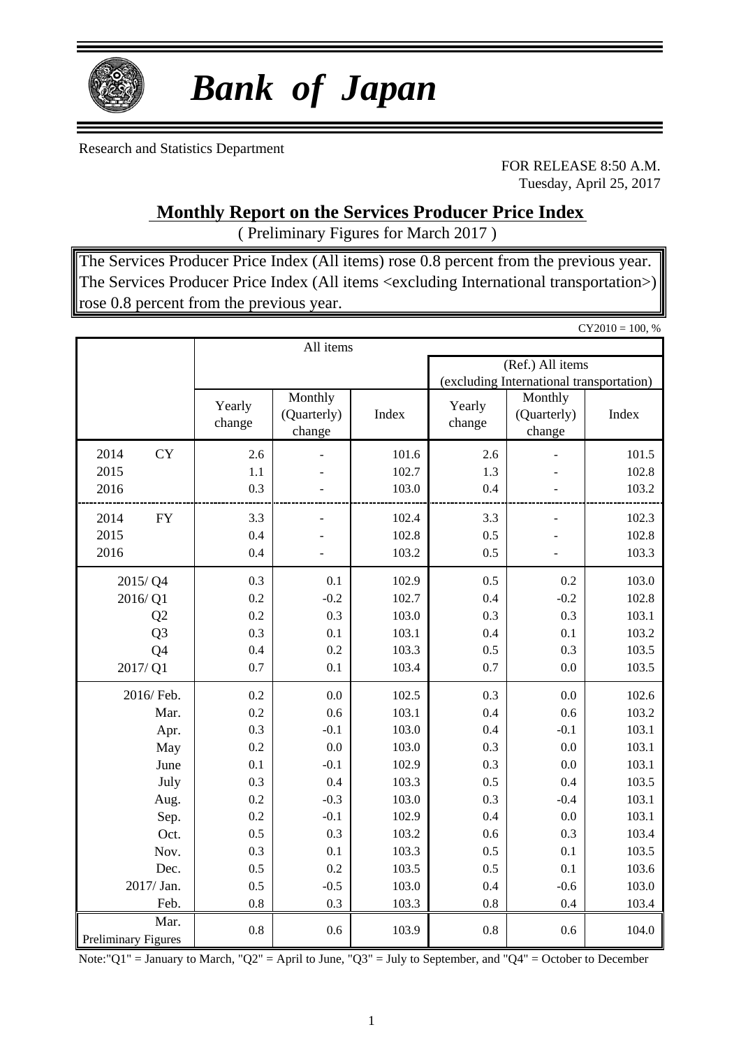# *Bank of Japan*

Research and Statistics Department

FOR RELEASE 8:50 A.M.
Tuesday, April 25, 2017

## Monthly Report on the Services Producer Price Index

( Preliminary Figures for March 2017 )

The Services Producer Price Index (All items) rose 0.8 percent from the previous year.
The Services Producer Price Index (All items <excluding International transportation>) rose 0.8 percent from the previous year.

CY2010 = 100, %

| | All items | | | | | |
|---|---|---|---|---|---|---|
| | | | | (Ref.) All items (excluding International transportation) | | |
| | Yearly change | Monthly (Quarterly) change | Index | Yearly change | Monthly (Quarterly) change | Index |
| 2014 CY | 2.6 | - | 101.6 | 2.6 | - | 101.5 |
| 2015 | 1.1 | - | 102.7 | 1.3 | - | 102.8 |
| 2016 | 0.3 | - | 103.0 | 0.4 | - | 103.2 |
| 2014 FY | 3.3 | - | 102.4 | 3.3 | - | 102.3 |
| 2015 | 0.4 | - | 102.8 | 0.5 | - | 102.8 |
| 2016 | 0.4 | - | 103.2 | 0.5 | - | 103.3 |
| 2015/ Q4 | 0.3 | 0.1 | 102.9 | 0.5 | 0.2 | 103.0 |
| 2016/ Q1 | 0.2 | -0.2 | 102.7 | 0.4 | -0.2 | 102.8 |
| Q2 | 0.2 | 0.3 | 103.0 | 0.3 | 0.3 | 103.1 |
| Q3 | 0.3 | 0.1 | 103.1 | 0.4 | 0.1 | 103.2 |
| Q4 | 0.4 | 0.2 | 103.3 | 0.5 | 0.3 | 103.5 |
| 2017/ Q1 | 0.7 | 0.1 | 103.4 | 0.7 | 0.0 | 103.5 |
| 2016/ Feb. | 0.2 | 0.0 | 102.5 | 0.3 | 0.0 | 102.6 |
| Mar. | 0.2 | 0.6 | 103.1 | 0.4 | 0.6 | 103.2 |
| Apr. | 0.3 | -0.1 | 103.0 | 0.4 | -0.1 | 103.1 |
| May | 0.2 | 0.0 | 103.0 | 0.3 | 0.0 | 103.1 |
| June | 0.1 | -0.1 | 102.9 | 0.3 | 0.0 | 103.1 |
| July | 0.3 | 0.4 | 103.3 | 0.5 | 0.4 | 103.5 |
| Aug. | 0.2 | -0.3 | 103.0 | 0.3 | -0.4 | 103.1 |
| Sep. | 0.2 | -0.1 | 102.9 | 0.4 | 0.0 | 103.1 |
| Oct. | 0.5 | 0.3 | 103.2 | 0.6 | 0.3 | 103.4 |
| Nov. | 0.3 | 0.1 | 103.3 | 0.5 | 0.1 | 103.5 |
| Dec. | 0.5 | 0.2 | 103.5 | 0.5 | 0.1 | 103.6 |
| 2017/ Jan. | 0.5 | -0.5 | 103.0 | 0.4 | -0.6 | 103.0 |
| Feb. | 0.8 | 0.3 | 103.3 | 0.8 | 0.4 | 103.4 |
| Mar. Preliminary Figures | 0.8 | 0.6 | 103.9 | 0.8 | 0.6 | 104.0 |

Note:"Q1" = January to March, "Q2" = April to June, "Q3" = July to September, and "Q4" = October to December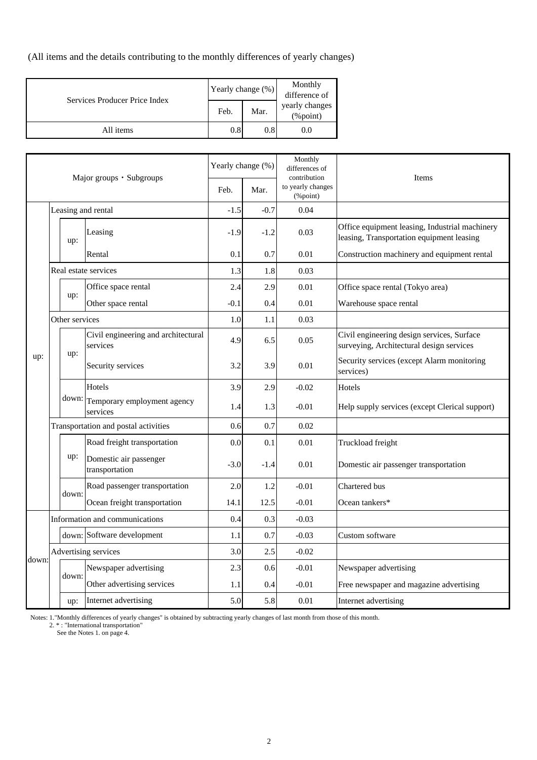(All items and the details contributing to the monthly differences of yearly changes)

| Services Producer Price Index | Yearly change (%) | | Monthly difference of yearly changes (%point) |
|---|---|---|---|
| | Feb. | Mar. | |
| All items | 0.8 | 0.8 | 0.0 |

| Major groups・Subgroups | | | Yearly change (%) | | Monthly differences of contribution to yearly changes (%point) | Items |
|---|---|---|---|---|---|---|
| | | | Feb. | Mar. | | |
| up: | Leasing and rental | | -1.5 | -0.7 | 0.04 | |
| | up: | Leasing | -1.9 | -1.2 | 0.03 | Office equipment leasing, Industrial machinery leasing, Transportation equipment leasing |
| | | Rental | 0.1 | 0.7 | 0.01 | Construction machinery and equipment rental |
| | Real estate services | | 1.3 | 1.8 | 0.03 | |
| | up: | Office space rental | 2.4 | 2.9 | 0.01 | Office space rental (Tokyo area) |
| | | Other space rental | -0.1 | 0.4 | 0.01 | Warehouse space rental |
| | Other services | | 1.0 | 1.1 | 0.03 | |
| | up: | Civil engineering and architectural services | 4.9 | 6.5 | 0.05 | Civil engineering design services, Surface surveying, Architectural design services |
| | | Security services | 3.2 | 3.9 | 0.01 | Security services (except Alarm monitoring services) |
| | down: | Hotels | 3.9 | 2.9 | -0.02 | Hotels |
| | | Temporary employment agency services | 1.4 | 1.3 | -0.01 | Help supply services (except Clerical support) |
| | Transportation and postal activities | | 0.6 | 0.7 | 0.02 | |
| | up: | Road freight transportation | 0.0 | 0.1 | 0.01 | Truckload freight |
| | | Domestic air passenger transportation | -3.0 | -1.4 | 0.01 | Domestic air passenger transportation |
| | down: | Road passenger transportation | 2.0 | 1.2 | -0.01 | Chartered bus |
| | | Ocean freight transportation | 14.1 | 12.5 | -0.01 | Ocean tankers* |
| down: | Information and communications | | 0.4 | 0.3 | -0.03 | |
| | down: | Software development | 1.1 | 0.7 | -0.03 | Custom software |
| | Advertising services | | 3.0 | 2.5 | -0.02 | |
| | down: | Newspaper advertising | 2.3 | 0.6 | -0.01 | Newspaper advertising |
| | | Other advertising services | 1.1 | 0.4 | -0.01 | Free newspaper and magazine advertising |
| | up: | Internet advertising | 5.0 | 5.8 | 0.01 | Internet advertising |

Notes: 1."Monthly differences of yearly changes" is obtained by subtracting yearly changes of last month from those of this month.
2. * : "International transportation"
See the Notes 1. on page 4.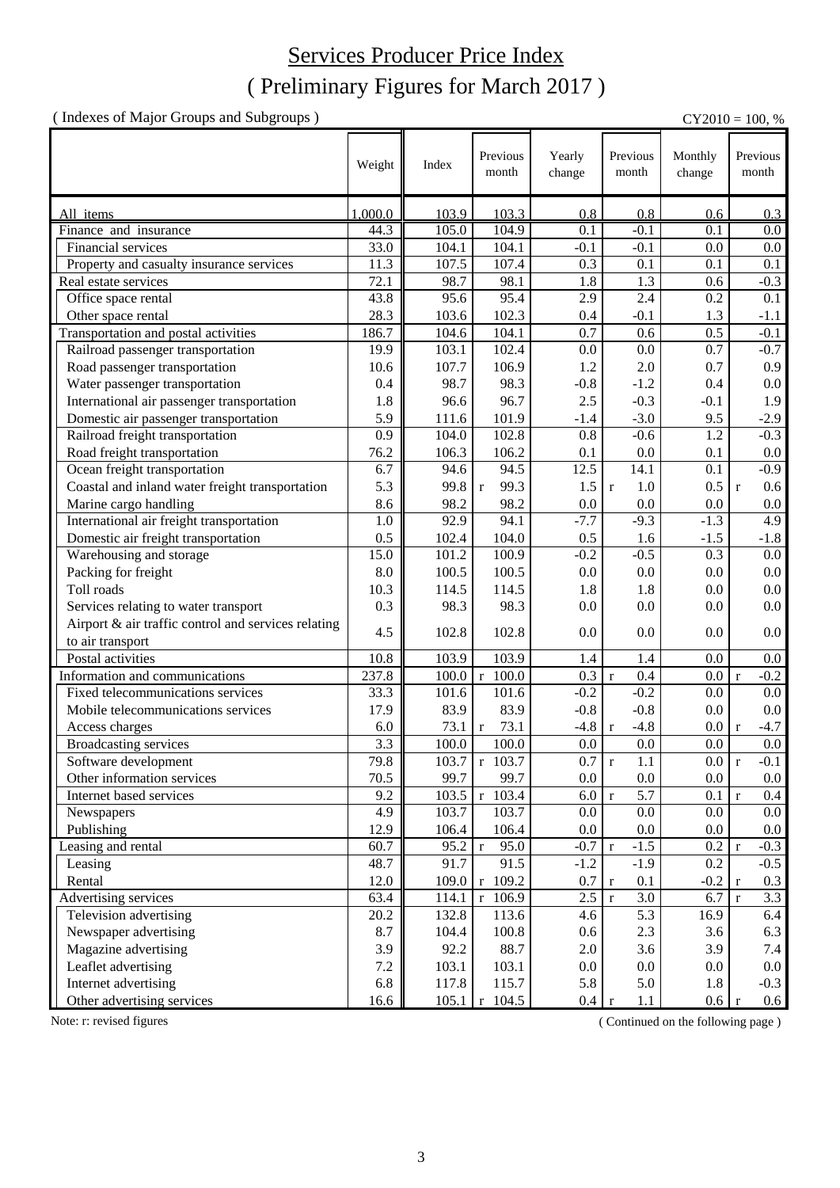# Services Producer Price Index

## ( Preliminary Figures for March 2017 )

( Indexes of Major Groups and Subgroups )

CY2010 = 100, %

| | Weight | Index | Previous month | Yearly change | Previous month | Monthly change | Previous month |
|---|---|---|---|---|---|---|---|
| All items | 1,000.0 | 103.9 | 103.3 | 0.8 | 0.8 | 0.6 | 0.3 |
| Finance and insurance | 44.3 | 105.0 | 104.9 | 0.1 | -0.1 | 0.1 | 0.0 |
| Financial services | 33.0 | 104.1 | 104.1 | -0.1 | -0.1 | 0.0 | 0.0 |
| Property and casualty insurance services | 11.3 | 107.5 | 107.4 | 0.3 | 0.1 | 0.1 | 0.1 |
| Real estate services | 72.1 | 98.7 | 98.1 | 1.8 | 1.3 | 0.6 | -0.3 |
| Office space rental | 43.8 | 95.6 | 95.4 | 2.9 | 2.4 | 0.2 | 0.1 |
| Other space rental | 28.3 | 103.6 | 102.3 | 0.4 | -0.1 | 1.3 | -1.1 |
| Transportation and postal activities | 186.7 | 104.6 | 104.1 | 0.7 | 0.6 | 0.5 | -0.1 |
| Railroad passenger transportation | 19.9 | 103.1 | 102.4 | 0.0 | 0.0 | 0.7 | -0.7 |
| Road passenger transportation | 10.6 | 107.7 | 106.9 | 1.2 | 2.0 | 0.7 | 0.9 |
| Water passenger transportation | 0.4 | 98.7 | 98.3 | -0.8 | -1.2 | 0.4 | 0.0 |
| International air passenger transportation | 1.8 | 96.6 | 96.7 | 2.5 | -0.3 | -0.1 | 1.9 |
| Domestic air passenger transportation | 5.9 | 111.6 | 101.9 | -1.4 | -3.0 | 9.5 | -2.9 |
| Railroad freight transportation | 0.9 | 104.0 | 102.8 | 0.8 | -0.6 | 1.2 | -0.3 |
| Road freight transportation | 76.2 | 106.3 | 106.2 | 0.1 | 0.0 | 0.1 | 0.0 |
| Ocean freight transportation | 6.7 | 94.6 | 94.5 | 12.5 | 14.1 | 0.1 | -0.9 |
| Coastal and inland water freight transportation | 5.3 | 99.8 | r 99.3 | 1.5 | r 1.0 | 0.5 | r 0.6 |
| Marine cargo handling | 8.6 | 98.2 | 98.2 | 0.0 | 0.0 | 0.0 | 0.0 |
| International air freight transportation | 1.0 | 92.9 | 94.1 | -7.7 | -9.3 | -1.3 | 4.9 |
| Domestic air freight transportation | 0.5 | 102.4 | 104.0 | 0.5 | 1.6 | -1.5 | -1.8 |
| Warehousing and storage | 15.0 | 101.2 | 100.9 | -0.2 | -0.5 | 0.3 | 0.0 |
| Packing for freight | 8.0 | 100.5 | 100.5 | 0.0 | 0.0 | 0.0 | 0.0 |
| Toll roads | 10.3 | 114.5 | 114.5 | 1.8 | 1.8 | 0.0 | 0.0 |
| Services relating to water transport | 0.3 | 98.3 | 98.3 | 0.0 | 0.0 | 0.0 | 0.0 |
| Airport & air traffic control and services relating to air transport | 4.5 | 102.8 | 102.8 | 0.0 | 0.0 | 0.0 | 0.0 |
| Postal activities | 10.8 | 103.9 | 103.9 | 1.4 | 1.4 | 0.0 | 0.0 |
| Information and communications | 237.8 | 100.0 | r 100.0 | 0.3 | r 0.4 | 0.0 | r -0.2 |
| Fixed telecommunications services | 33.3 | 101.6 | 101.6 | -0.2 | -0.2 | 0.0 | 0.0 |
| Mobile telecommunications services | 17.9 | 83.9 | 83.9 | -0.8 | -0.8 | 0.0 | 0.0 |
| Access charges | 6.0 | 73.1 | r 73.1 | -4.8 | r -4.8 | 0.0 | r -4.7 |
| Broadcasting services | 3.3 | 100.0 | 100.0 | 0.0 | 0.0 | 0.0 | 0.0 |
| Software development | 79.8 | 103.7 | r 103.7 | 0.7 | r 1.1 | 0.0 | r -0.1 |
| Other information services | 70.5 | 99.7 | 99.7 | 0.0 | 0.0 | 0.0 | 0.0 |
| Internet based services | 9.2 | 103.5 | r 103.4 | 6.0 | r 5.7 | 0.1 | r 0.4 |
| Newspapers | 4.9 | 103.7 | 103.7 | 0.0 | 0.0 | 0.0 | 0.0 |
| Publishing | 12.9 | 106.4 | 106.4 | 0.0 | 0.0 | 0.0 | 0.0 |
| Leasing and rental | 60.7 | 95.2 | r 95.0 | -0.7 | r -1.5 | 0.2 | r -0.3 |
| Leasing | 48.7 | 91.7 | 91.5 | -1.2 | -1.9 | 0.2 | -0.5 |
| Rental | 12.0 | 109.0 | r 109.2 | 0.7 | r 0.1 | -0.2 | r 0.3 |
| Advertising services | 63.4 | 114.1 | r 106.9 | 2.5 | r 3.0 | 6.7 | r 3.3 |
| Television advertising | 20.2 | 132.8 | 113.6 | 4.6 | 5.3 | 16.9 | 6.4 |
| Newspaper advertising | 8.7 | 104.4 | 100.8 | 0.6 | 2.3 | 3.6 | 6.3 |
| Magazine advertising | 3.9 | 92.2 | 88.7 | 2.0 | 3.6 | 3.9 | 7.4 |
| Leaflet advertising | 7.2 | 103.1 | 103.1 | 0.0 | 0.0 | 0.0 | 0.0 |
| Internet advertising | 6.8 | 117.8 | 115.7 | 5.8 | 5.0 | 1.8 | -0.3 |
| Other advertising services | 16.6 | 105.1 | r 104.5 | 0.4 | r 1.1 | 0.6 | r 0.6 |

Note: r: revised figures

( Continued on the following page )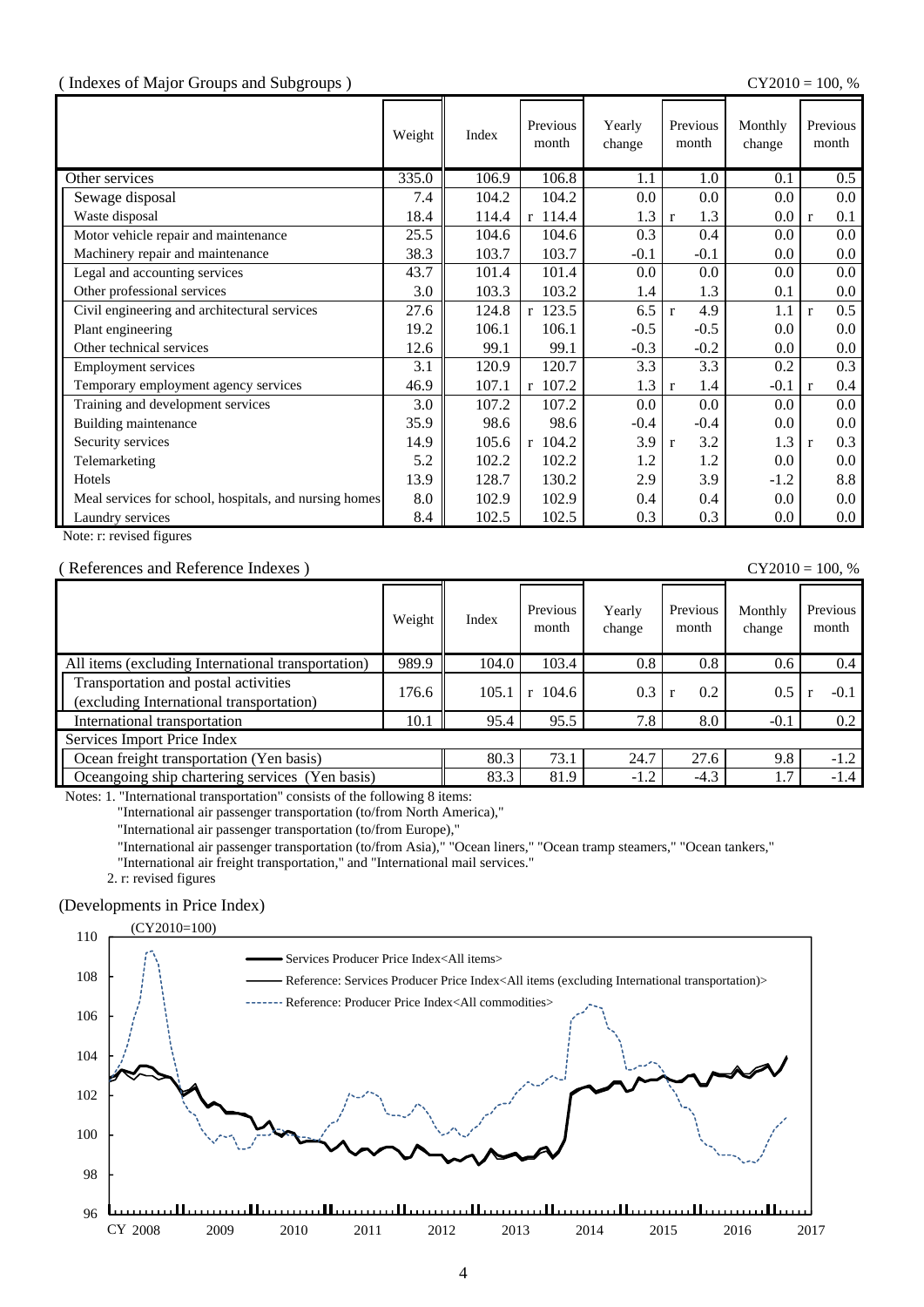( Indexes of Major Groups and Subgroups )

CY2010 = 100, %

| | Weight | Index | Previous month | Yearly change | Previous month | Monthly change | Previous month |
|---|---|---|---|---|---|---|---|
| Other services | 335.0 | 106.9 | 106.8 | 1.1 | 1.0 | 0.1 | 0.5 |
| Sewage disposal | 7.4 | 104.2 | 104.2 | 0.0 | 0.0 | 0.0 | 0.0 |
| Waste disposal | 18.4 | 114.4 | r 114.4 | 1.3 | r 1.3 | 0.0 | r 0.1 |
| Motor vehicle repair and maintenance | 25.5 | 104.6 | 104.6 | 0.3 | 0.4 | 0.0 | 0.0 |
| Machinery repair and maintenance | 38.3 | 103.7 | 103.7 | -0.1 | -0.1 | 0.0 | 0.0 |
| Legal and accounting services | 43.7 | 101.4 | 101.4 | 0.0 | 0.0 | 0.0 | 0.0 |
| Other professional services | 3.0 | 103.3 | 103.2 | 1.4 | 1.3 | 0.1 | 0.0 |
| Civil engineering and architectural services | 27.6 | 124.8 | r 123.5 | 6.5 | r 4.9 | 1.1 | r 0.5 |
| Plant engineering | 19.2 | 106.1 | 106.1 | -0.5 | -0.5 | 0.0 | 0.0 |
| Other technical services | 12.6 | 99.1 | 99.1 | -0.3 | -0.2 | 0.0 | 0.0 |
| Employment services | 3.1 | 120.9 | 120.7 | 3.3 | 3.3 | 0.2 | 0.3 |
| Temporary employment agency services | 46.9 | 107.1 | r 107.2 | 1.3 | r 1.4 | -0.1 | r 0.4 |
| Training and development services | 3.0 | 107.2 | 107.2 | 0.0 | 0.0 | 0.0 | 0.0 |
| Building maintenance | 35.9 | 98.6 | 98.6 | -0.4 | -0.4 | 0.0 | 0.0 |
| Security services | 14.9 | 105.6 | r 104.2 | 3.9 | r 3.2 | 1.3 | r 0.3 |
| Telemarketing | 5.2 | 102.2 | 102.2 | 1.2 | 1.2 | 0.0 | 0.0 |
| Hotels | 13.9 | 128.7 | 130.2 | 2.9 | 3.9 | -1.2 | 8.8 |
| Meal services for school, hospitals, and nursing homes | 8.0 | 102.9 | 102.9 | 0.4 | 0.4 | 0.0 | 0.0 |
| Laundry services | 8.4 | 102.5 | 102.5 | 0.3 | 0.3 | 0.0 | 0.0 |

Note: r: revised figures

( References and Reference Indexes )

CY2010 = 100, %

| | Weight | Index | Previous month | Yearly change | Previous month | Monthly change | Previous month |
|---|---|---|---|---|---|---|---|
| All items (excluding International transportation) | 989.9 | 104.0 | 103.4 | 0.8 | 0.8 | 0.6 | 0.4 |
| Transportation and postal activities (excluding International transportation) | 176.6 | 105.1 | r 104.6 | 0.3 | r 0.2 | 0.5 | r -0.1 |
| International transportation | 10.1 | 95.4 | 95.5 | 7.8 | 8.0 | -0.1 | 0.2 |
| Services Import Price Index | | | | | | | |
| Ocean freight transportation (Yen basis) | | 80.3 | 73.1 | 24.7 | 27.6 | 9.8 | -1.2 |
| Oceangoing ship chartering services (Yen basis) | | 83.3 | 81.9 | -1.2 | -4.3 | 1.7 | -1.4 |

Notes: 1. "International transportation" consists of the following 8 items:
"International air passenger transportation (to/from North America),"
"International air passenger transportation (to/from Europe),"
"International air passenger transportation (to/from Asia)," "Ocean liners," "Ocean tramp steamers," "Ocean tankers,"
"International air freight transportation," and "International mail services."
2. r: revised figures

(Developments in Price Index)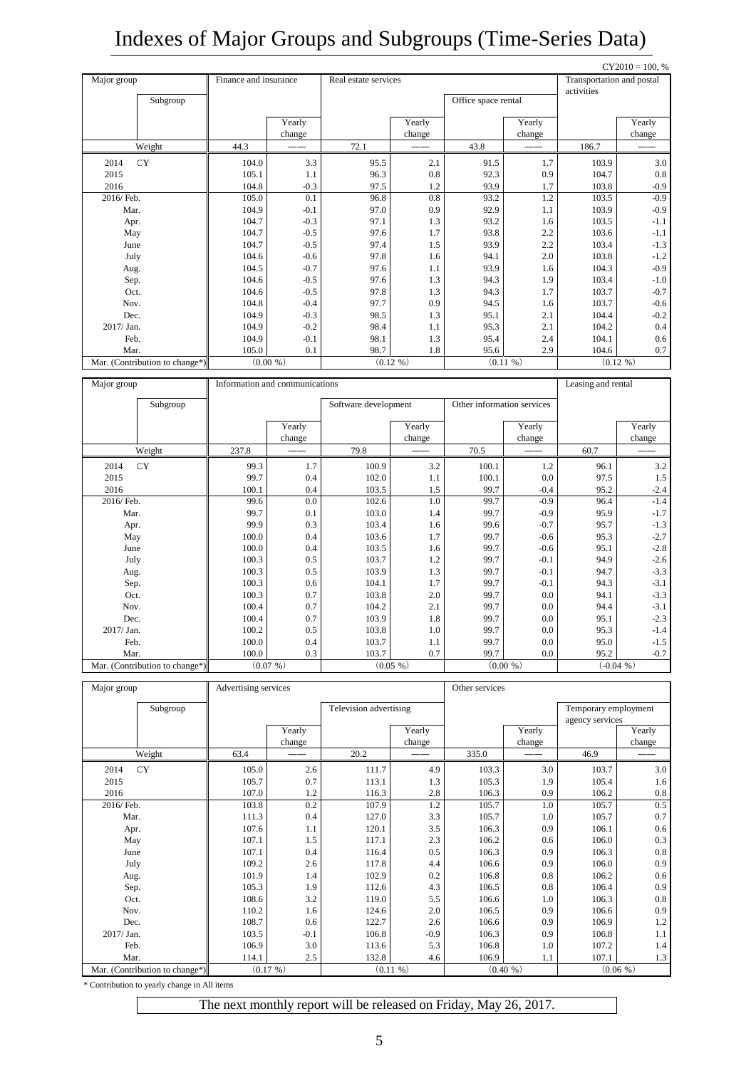# Indexes of Major Groups and Subgroups (Time-Series Data)

CY2010 = 100, %

| Major group | Finance and insurance | | Real estate services | | | | Transportation and postal activities | |
|---|---|---|---|---|---|---|---|---|
| Subgroup | | | | | Office space rental | | | |
| | | Yearly change | | Yearly change | | Yearly change | | Yearly change |
| Weight | 44.3 | ―― | 72.1 | ―― | 43.8 | ―― | 186.7 | ―― |
| 2014 CY | 104.0 | 3.3 | 95.5 | 2.1 | 91.5 | 1.7 | 103.9 | 3.0 |
| 2015 | 105.1 | 1.1 | 96.3 | 0.8 | 92.3 | 0.9 | 104.7 | 0.8 |
| 2016 | 104.8 | -0.3 | 97.5 | 1.2 | 93.9 | 1.7 | 103.8 | -0.9 |
| 2016/ Feb. | 105.0 | 0.1 | 96.8 | 0.8 | 93.2 | 1.2 | 103.5 | -0.9 |
| Mar. | 104.9 | -0.1 | 97.0 | 0.9 | 92.9 | 1.1 | 103.9 | -0.9 |
| Apr. | 104.7 | -0.3 | 97.1 | 1.3 | 93.2 | 1.6 | 103.5 | -1.1 |
| May | 104.7 | -0.5 | 97.6 | 1.7 | 93.8 | 2.2 | 103.6 | -1.1 |
| June | 104.7 | -0.5 | 97.4 | 1.5 | 93.9 | 2.2 | 103.4 | -1.3 |
| July | 104.6 | -0.6 | 97.8 | 1.6 | 94.1 | 2.0 | 103.8 | -1.2 |
| Aug. | 104.5 | -0.7 | 97.6 | 1.1 | 93.9 | 1.6 | 104.3 | -0.9 |
| Sep. | 104.6 | -0.5 | 97.6 | 1.3 | 94.3 | 1.9 | 103.4 | -1.0 |
| Oct. | 104.6 | -0.5 | 97.8 | 1.3 | 94.3 | 1.7 | 103.7 | -0.7 |
| Nov. | 104.8 | -0.4 | 97.7 | 0.9 | 94.5 | 1.6 | 103.7 | -0.6 |
| Dec. | 104.9 | -0.3 | 98.5 | 1.3 | 95.1 | 2.1 | 104.4 | -0.2 |
| 2017/ Jan. | 104.9 | -0.2 | 98.4 | 1.1 | 95.3 | 2.1 | 104.2 | 0.4 |
| Feb. | 104.9 | -0.1 | 98.1 | 1.3 | 95.4 | 2.4 | 104.1 | 0.6 |
| Mar. | 105.0 | 0.1 | 98.7 | 1.8 | 95.6 | 2.9 | 104.6 | 0.7 |
| Mar. (Contribution to change*) | (0.00 %) | | (0.12 %) | | (0.11 %) | | (0.12 %) | |

| Major group | Information and communications | | | | | | Leasing and rental | |
|---|---|---|---|---|---|---|---|---|
| Subgroup | | | Software development | | Other information services | | | |
| | | Yearly change | | Yearly change | | Yearly change | | Yearly change |
| Weight | 237.8 | ―― | 79.8 | ―― | 70.5 | ―― | 60.7 | ―― |
| 2014 CY | 99.3 | 1.7 | 100.9 | 3.2 | 100.1 | 1.2 | 96.1 | 3.2 |
| 2015 | 99.7 | 0.4 | 102.0 | 1.1 | 100.1 | 0.0 | 97.5 | 1.5 |
| 2016 | 100.1 | 0.4 | 103.5 | 1.5 | 99.7 | -0.4 | 95.2 | -2.4 |
| 2016/ Feb. | 99.6 | 0.0 | 102.6 | 1.0 | 99.7 | -0.9 | 96.4 | -1.4 |
| Mar. | 99.7 | 0.1 | 103.0 | 1.4 | 99.7 | -0.9 | 95.9 | -1.7 |
| Apr. | 99.9 | 0.3 | 103.4 | 1.6 | 99.6 | -0.7 | 95.7 | -1.3 |
| May | 100.0 | 0.4 | 103.6 | 1.7 | 99.7 | -0.6 | 95.3 | -2.7 |
| June | 100.0 | 0.4 | 103.5 | 1.6 | 99.7 | -0.6 | 95.1 | -2.8 |
| July | 100.3 | 0.5 | 103.7 | 1.2 | 99.7 | -0.1 | 94.9 | -2.6 |
| Aug. | 100.3 | 0.5 | 103.9 | 1.3 | 99.7 | -0.1 | 94.7 | -3.3 |
| Sep. | 100.3 | 0.6 | 104.1 | 1.7 | 99.7 | -0.1 | 94.3 | -3.1 |
| Oct. | 100.3 | 0.7 | 103.8 | 2.0 | 99.7 | 0.0 | 94.1 | -3.3 |
| Nov. | 100.4 | 0.7 | 104.2 | 2.1 | 99.7 | 0.0 | 94.4 | -3.1 |
| Dec. | 100.4 | 0.7 | 103.9 | 1.8 | 99.7 | 0.0 | 95.1 | -2.3 |
| 2017/ Jan. | 100.2 | 0.5 | 103.8 | 1.0 | 99.7 | 0.0 | 95.3 | -1.4 |
| Feb. | 100.0 | 0.4 | 103.7 | 1.1 | 99.7 | 0.0 | 95.0 | -1.5 |
| Mar. | 100.0 | 0.3 | 103.7 | 0.7 | 99.7 | 0.0 | 95.2 | -0.7 |
| Mar. (Contribution to change*) | (0.07 %) | | (0.05 %) | | (0.00 %) | | (-0.04 %) | |

| Major group | Advertising services | | | | Other services | | | |
|---|---|---|---|---|---|---|---|---|
| Subgroup | | | Television advertising | | | | Temporary employment agency services | |
| | | Yearly change | | Yearly change | | Yearly change | | Yearly change |
| Weight | 63.4 | ―― | 20.2 | ―― | 335.0 | ―― | 46.9 | ―― |
| 2014 CY | 105.0 | 2.6 | 111.7 | 4.9 | 103.3 | 3.0 | 103.7 | 3.0 |
| 2015 | 105.7 | 0.7 | 113.1 | 1.3 | 105.3 | 1.9 | 105.4 | 1.6 |
| 2016 | 107.0 | 1.2 | 116.3 | 2.8 | 106.3 | 0.9 | 106.2 | 0.8 |
| 2016/ Feb. | 103.8 | 0.2 | 107.9 | 1.2 | 105.7 | 1.0 | 105.7 | 0.5 |
| Mar. | 111.3 | 0.4 | 127.0 | 3.3 | 105.7 | 1.0 | 105.7 | 0.7 |
| Apr. | 107.6 | 1.1 | 120.1 | 3.5 | 106.3 | 0.9 | 106.1 | 0.6 |
| May | 107.1 | 1.5 | 117.1 | 2.3 | 106.2 | 0.6 | 106.0 | 0.3 |
| June | 107.1 | 0.4 | 116.4 | 0.5 | 106.3 | 0.9 | 106.3 | 0.8 |
| July | 109.2 | 2.6 | 117.8 | 4.4 | 106.6 | 0.9 | 106.0 | 0.9 |
| Aug. | 101.9 | 1.4 | 102.9 | 0.2 | 106.8 | 0.8 | 106.2 | 0.6 |
| Sep. | 105.3 | 1.9 | 112.6 | 4.3 | 106.5 | 0.8 | 106.4 | 0.9 |
| Oct. | 108.6 | 3.2 | 119.0 | 5.5 | 106.6 | 1.0 | 106.3 | 0.8 |
| Nov. | 110.2 | 1.6 | 124.6 | 2.0 | 106.5 | 0.9 | 106.6 | 0.9 |
| Dec. | 108.7 | 0.6 | 122.7 | 2.6 | 106.6 | 0.9 | 106.9 | 1.2 |
| 2017/ Jan. | 103.5 | -0.1 | 106.8 | -0.9 | 106.3 | 0.9 | 106.8 | 1.1 |
| Feb. | 106.9 | 3.0 | 113.6 | 5.3 | 106.8 | 1.0 | 107.2 | 1.4 |
| Mar. | 114.1 | 2.5 | 132.8 | 4.6 | 106.9 | 1.1 | 107.1 | 1.3 |
| Mar. (Contribution to change*) | (0.17 %) | | (0.11 %) | | (0.40 %) | | (0.06 %) | |

* Contribution to yearly change in All items

The next monthly report will be released on Friday, May 26, 2017.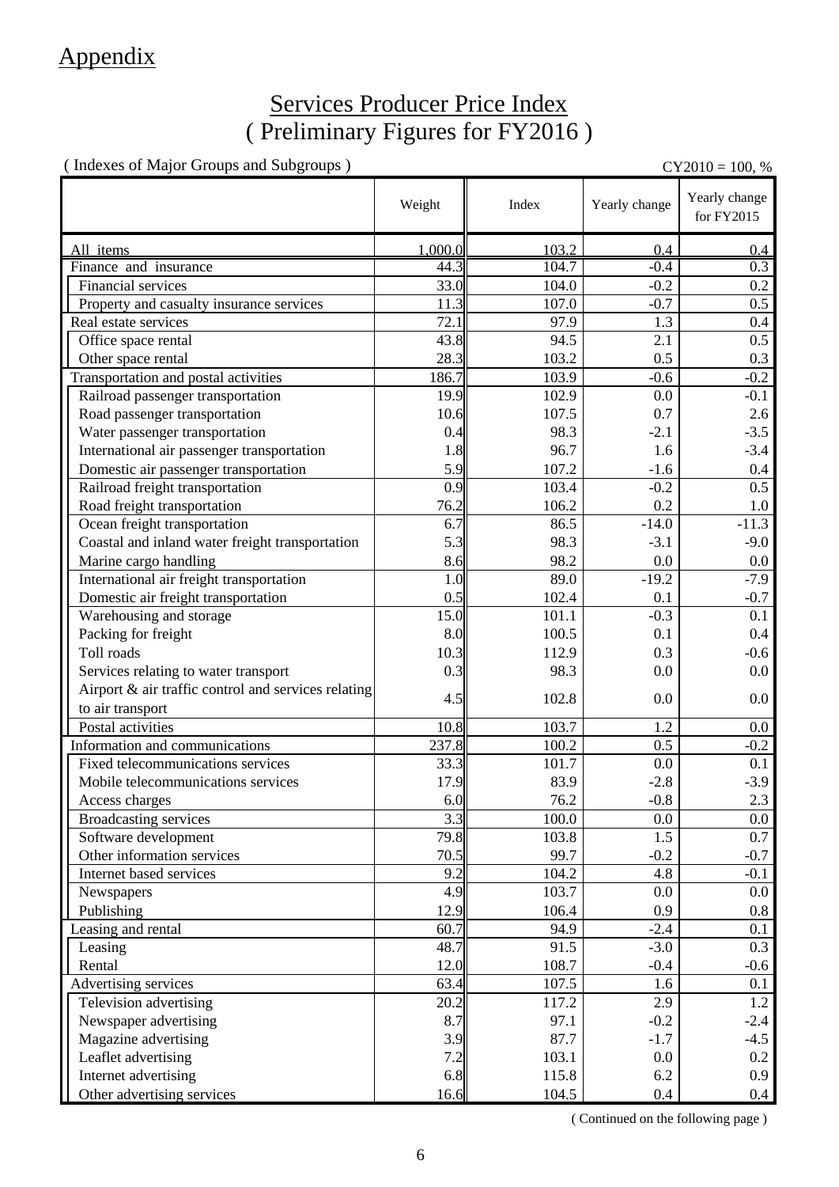# Appendix

## Services Producer Price Index
## ( Preliminary Figures for FY2016 )

( Indexes of Major Groups and Subgroups )

CY2010 = 100, %

| | Weight | Index | Yearly change | Yearly change for FY2015 |
|---|---|---|---|---|
| All items | 1,000.0 | 103.2 | 0.4 | 0.4 |
| Finance and insurance | 44.3 | 104.7 | -0.4 | 0.3 |
| Financial services | 33.0 | 104.0 | -0.2 | 0.2 |
| Property and casualty insurance services | 11.3 | 107.0 | -0.7 | 0.5 |
| Real estate services | 72.1 | 97.9 | 1.3 | 0.4 |
| Office space rental | 43.8 | 94.5 | 2.1 | 0.5 |
| Other space rental | 28.3 | 103.2 | 0.5 | 0.3 |
| Transportation and postal activities | 186.7 | 103.9 | -0.6 | -0.2 |
| Railroad passenger transportation | 19.9 | 102.9 | 0.0 | -0.1 |
| Road passenger transportation | 10.6 | 107.5 | 0.7 | 2.6 |
| Water passenger transportation | 0.4 | 98.3 | -2.1 | -3.5 |
| International air passenger transportation | 1.8 | 96.7 | 1.6 | -3.4 |
| Domestic air passenger transportation | 5.9 | 107.2 | -1.6 | 0.4 |
| Railroad freight transportation | 0.9 | 103.4 | -0.2 | 0.5 |
| Road freight transportation | 76.2 | 106.2 | 0.2 | 1.0 |
| Ocean freight transportation | 6.7 | 86.5 | -14.0 | -11.3 |
| Coastal and inland water freight transportation | 5.3 | 98.3 | -3.1 | -9.0 |
| Marine cargo handling | 8.6 | 98.2 | 0.0 | 0.0 |
| International air freight transportation | 1.0 | 89.0 | -19.2 | -7.9 |
| Domestic air freight transportation | 0.5 | 102.4 | 0.1 | -0.7 |
| Warehousing and storage | 15.0 | 101.1 | -0.3 | 0.1 |
| Packing for freight | 8.0 | 100.5 | 0.1 | 0.4 |
| Toll roads | 10.3 | 112.9 | 0.3 | -0.6 |
| Services relating to water transport | 0.3 | 98.3 | 0.0 | 0.0 |
| Airport & air traffic control and services relating to air transport | 4.5 | 102.8 | 0.0 | 0.0 |
| Postal activities | 10.8 | 103.7 | 1.2 | 0.0 |
| Information and communications | 237.8 | 100.2 | 0.5 | -0.2 |
| Fixed telecommunications services | 33.3 | 101.7 | 0.0 | 0.1 |
| Mobile telecommunications services | 17.9 | 83.9 | -2.8 | -3.9 |
| Access charges | 6.0 | 76.2 | -0.8 | 2.3 |
| Broadcasting services | 3.3 | 100.0 | 0.0 | 0.0 |
| Software development | 79.8 | 103.8 | 1.5 | 0.7 |
| Other information services | 70.5 | 99.7 | -0.2 | -0.7 |
| Internet based services | 9.2 | 104.2 | 4.8 | -0.1 |
| Newspapers | 4.9 | 103.7 | 0.0 | 0.0 |
| Publishing | 12.9 | 106.4 | 0.9 | 0.8 |
| Leasing and rental | 60.7 | 94.9 | -2.4 | 0.1 |
| Leasing | 48.7 | 91.5 | -3.0 | 0.3 |
| Rental | 12.0 | 108.7 | -0.4 | -0.6 |
| Advertising services | 63.4 | 107.5 | 1.6 | 0.1 |
| Television advertising | 20.2 | 117.2 | 2.9 | 1.2 |
| Newspaper advertising | 8.7 | 97.1 | -0.2 | -2.4 |
| Magazine advertising | 3.9 | 87.7 | -1.7 | -4.5 |
| Leaflet advertising | 7.2 | 103.1 | 0.0 | 0.2 |
| Internet advertising | 6.8 | 115.8 | 6.2 | 0.9 |
| Other advertising services | 16.6 | 104.5 | 0.4 | 0.4 |

( Continued on the following page )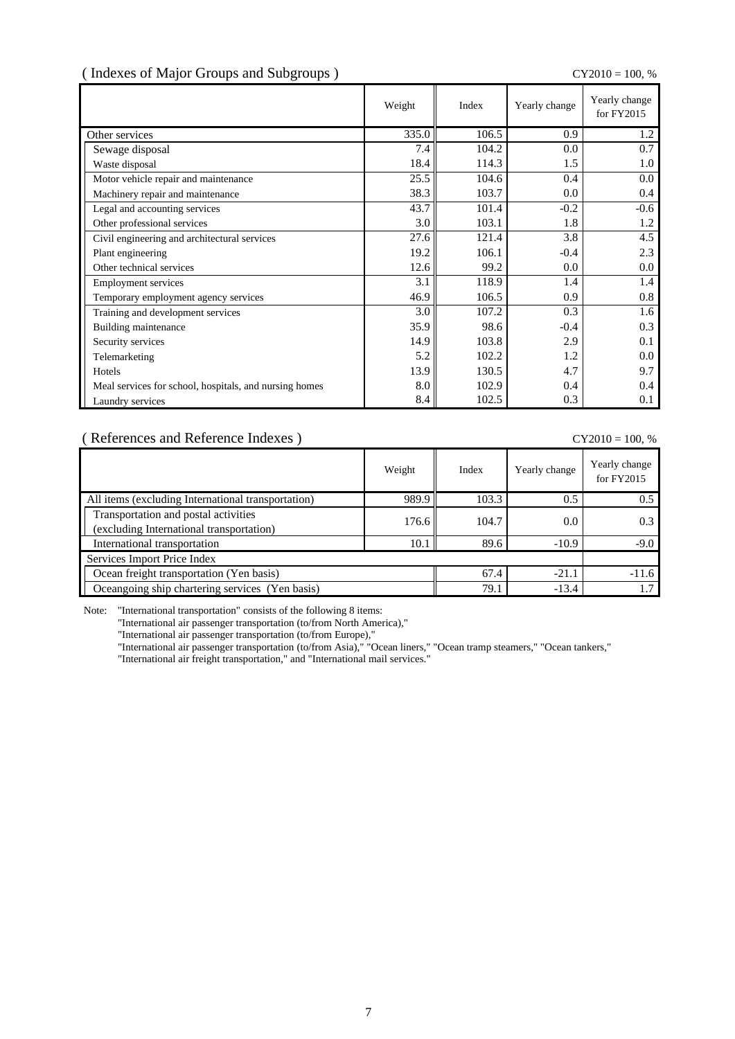## ( Indexes of Major Groups and Subgroups )

CY2010 = 100, %

| | Weight | Index | Yearly change | Yearly change for FY2015 |
|---|---|---|---|---|
| Other services | 335.0 | 106.5 | 0.9 | 1.2 |
| Sewage disposal | 7.4 | 104.2 | 0.0 | 0.7 |
| Waste disposal | 18.4 | 114.3 | 1.5 | 1.0 |
| Motor vehicle repair and maintenance | 25.5 | 104.6 | 0.4 | 0.0 |
| Machinery repair and maintenance | 38.3 | 103.7 | 0.0 | 0.4 |
| Legal and accounting services | 43.7 | 101.4 | -0.2 | -0.6 |
| Other professional services | 3.0 | 103.1 | 1.8 | 1.2 |
| Civil engineering and architectural services | 27.6 | 121.4 | 3.8 | 4.5 |
| Plant engineering | 19.2 | 106.1 | -0.4 | 2.3 |
| Other technical services | 12.6 | 99.2 | 0.0 | 0.0 |
| Employment services | 3.1 | 118.9 | 1.4 | 1.4 |
| Temporary employment agency services | 46.9 | 106.5 | 0.9 | 0.8 |
| Training and development services | 3.0 | 107.2 | 0.3 | 1.6 |
| Building maintenance | 35.9 | 98.6 | -0.4 | 0.3 |
| Security services | 14.9 | 103.8 | 2.9 | 0.1 |
| Telemarketing | 5.2 | 102.2 | 1.2 | 0.0 |
| Hotels | 13.9 | 130.5 | 4.7 | 9.7 |
| Meal services for school, hospitals, and nursing homes | 8.0 | 102.9 | 0.4 | 0.4 |
| Laundry services | 8.4 | 102.5 | 0.3 | 0.1 |

## ( References and Reference Indexes )

CY2010 = 100, %

| | Weight | Index | Yearly change | Yearly change for FY2015 |
|---|---|---|---|---|
| All items (excluding International transportation) | 989.9 | 103.3 | 0.5 | 0.5 |
| Transportation and postal activities (excluding International transportation) | 176.6 | 104.7 | 0.0 | 0.3 |
| International transportation | 10.1 | 89.6 | -10.9 | -9.0 |
| Services Import Price Index | | | | |
| Ocean freight transportation (Yen basis) | | 67.4 | -21.1 | -11.6 |
| Oceangoing ship chartering services (Yen basis) | | 79.1 | -13.4 | 1.7 |

Note: "International transportation" consists of the following 8 items:
"International air passenger transportation (to/from North America),"
"International air passenger transportation (to/from Europe),"
"International air passenger transportation (to/from Asia)," "Ocean liners," "Ocean tramp steamers," "Ocean tankers,"
"International air freight transportation," and "International mail services."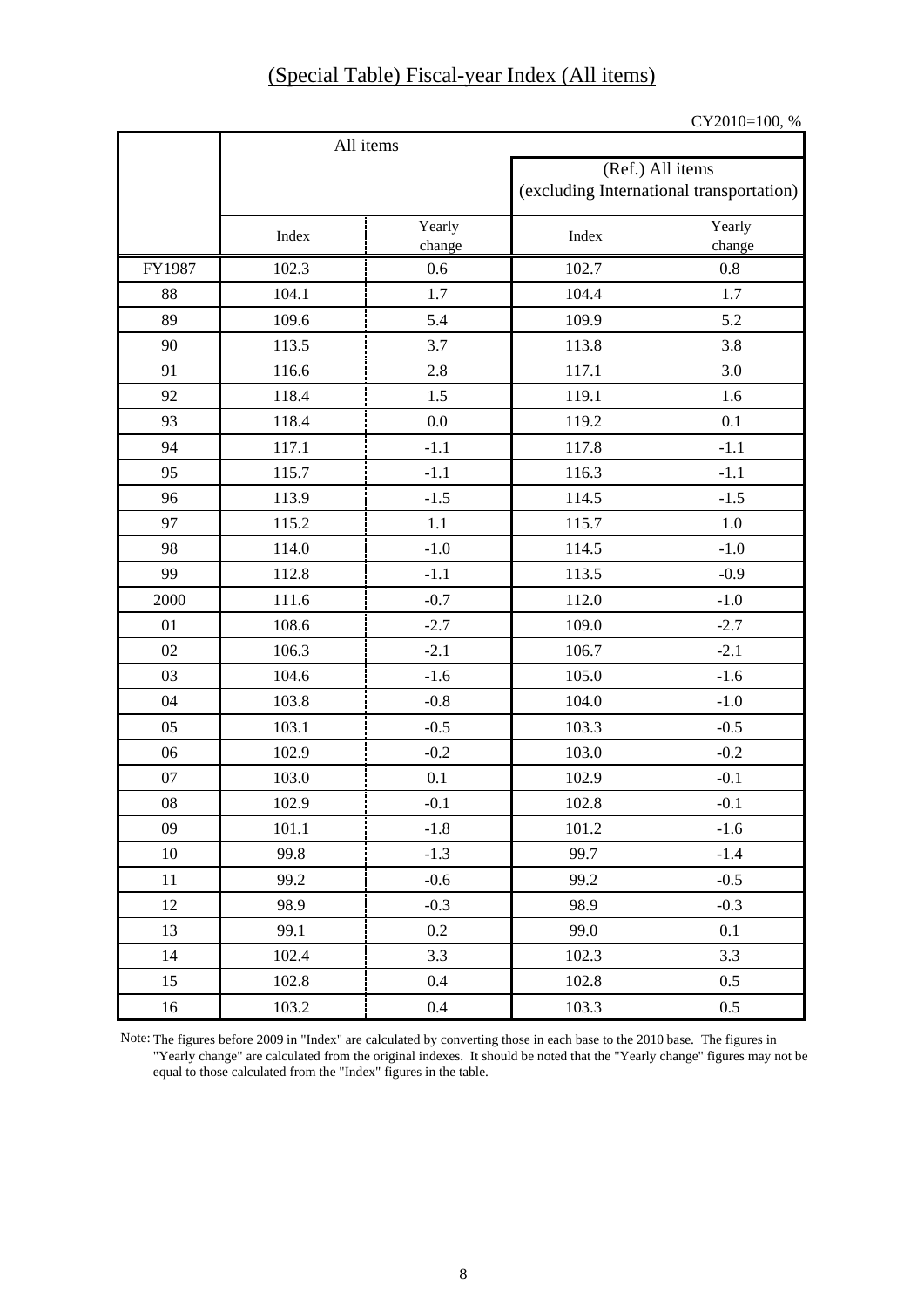# (Special Table) Fiscal-year Index (All items)

CY2010=100, %

| | All items | | | |
|---|---|---|---|---|
| | | | (Ref.) All items (excluding International transportation) | |
| | Index | Yearly change | Index | Yearly change |
| FY1987 | 102.3 | 0.6 | 102.7 | 0.8 |
| 88 | 104.1 | 1.7 | 104.4 | 1.7 |
| 89 | 109.6 | 5.4 | 109.9 | 5.2 |
| 90 | 113.5 | 3.7 | 113.8 | 3.8 |
| 91 | 116.6 | 2.8 | 117.1 | 3.0 |
| 92 | 118.4 | 1.5 | 119.1 | 1.6 |
| 93 | 118.4 | 0.0 | 119.2 | 0.1 |
| 94 | 117.1 | -1.1 | 117.8 | -1.1 |
| 95 | 115.7 | -1.1 | 116.3 | -1.1 |
| 96 | 113.9 | -1.5 | 114.5 | -1.5 |
| 97 | 115.2 | 1.1 | 115.7 | 1.0 |
| 98 | 114.0 | -1.0 | 114.5 | -1.0 |
| 99 | 112.8 | -1.1 | 113.5 | -0.9 |
| 2000 | 111.6 | -0.7 | 112.0 | -1.0 |
| 01 | 108.6 | -2.7 | 109.0 | -2.7 |
| 02 | 106.3 | -2.1 | 106.7 | -2.1 |
| 03 | 104.6 | -1.6 | 105.0 | -1.6 |
| 04 | 103.8 | -0.8 | 104.0 | -1.0 |
| 05 | 103.1 | -0.5 | 103.3 | -0.5 |
| 06 | 102.9 | -0.2 | 103.0 | -0.2 |
| 07 | 103.0 | 0.1 | 102.9 | -0.1 |
| 08 | 102.9 | -0.1 | 102.8 | -0.1 |
| 09 | 101.1 | -1.8 | 101.2 | -1.6 |
| 10 | 99.8 | -1.3 | 99.7 | -1.4 |
| 11 | 99.2 | -0.6 | 99.2 | -0.5 |
| 12 | 98.9 | -0.3 | 98.9 | -0.3 |
| 13 | 99.1 | 0.2 | 99.0 | 0.1 |
| 14 | 102.4 | 3.3 | 102.3 | 3.3 |
| 15 | 102.8 | 0.4 | 102.8 | 0.5 |
| 16 | 103.2 | 0.4 | 103.3 | 0.5 |

Note: The figures before 2009 in "Index" are calculated by converting those in each base to the 2010 base. The figures in "Yearly change" are calculated from the original indexes. It should be noted that the "Yearly change" figures may not be equal to those calculated from the "Index" figures in the table.